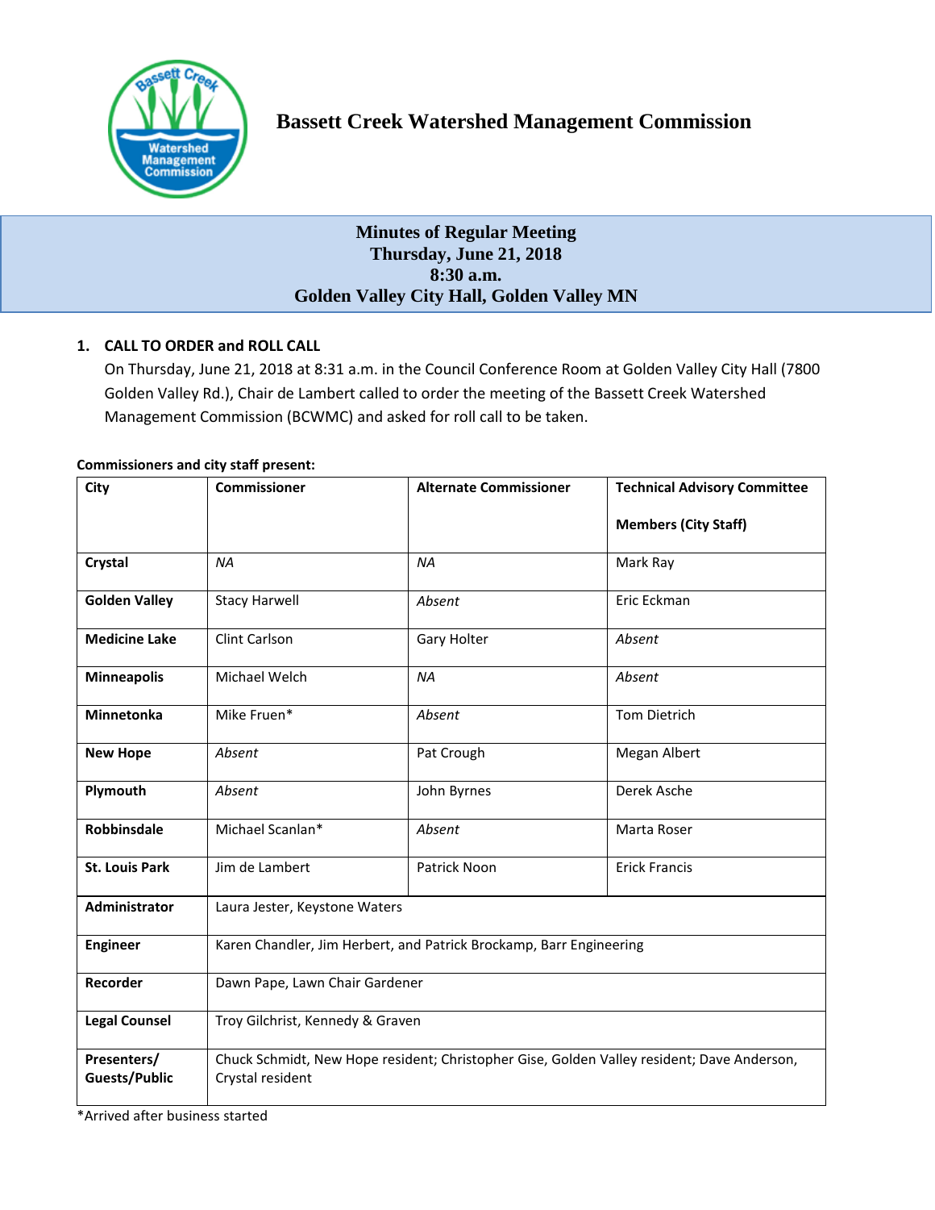# Bassett Creek Watershed Management Commission

## Minutes of Regular Meeting
## Thursday, June 21, 2018
## 8:30 a.m.
## Golden Valley City Hall, Golden Valley MN

**1. CALL TO ORDER and ROLL CALL**

On Thursday, June 21, 2018 at 8:31 a.m. in the Council Conference Room at Golden Valley City Hall (7800 Golden Valley Rd.), Chair de Lambert called to order the meeting of the Bassett Creek Watershed Management Commission (BCWMC) and asked for roll call to be taken.

**Commissioners and city staff present:**

| City | Commissioner | Alternate Commissioner | Technical Advisory Committee Members (City Staff) |
|---|---|---|---|
| **Crystal** | *NA* | *NA* | Mark Ray |
| **Golden Valley** | Stacy Harwell | *Absent* | Eric Eckman |
| **Medicine Lake** | Clint Carlson | Gary Holter | *Absent* |
| **Minneapolis** | Michael Welch | *NA* | *Absent* |
| **Minnetonka** | Mike Fruen* | *Absent* | Tom Dietrich |
| **New Hope** | *Absent* | Pat Crough | Megan Albert |
| **Plymouth** | *Absent* | John Byrnes | Derek Asche |
| **Robbinsdale** | Michael Scanlan* | *Absent* | Marta Roser |
| **St. Louis Park** | Jim de Lambert | Patrick Noon | Erick Francis |
| **Administrator** | Laura Jester, Keystone Waters | | |
| **Engineer** | Karen Chandler, Jim Herbert, and Patrick Brockamp, Barr Engineering | | |
| **Recorder** | Dawn Pape, Lawn Chair Gardener | | |
| **Legal Counsel** | Troy Gilchrist, Kennedy & Graven | | |
| **Presenters/ Guests/Public** | Chuck Schmidt, New Hope resident; Christopher Gise, Golden Valley resident; Dave Anderson, Crystal resident | | |

*Arrived after business started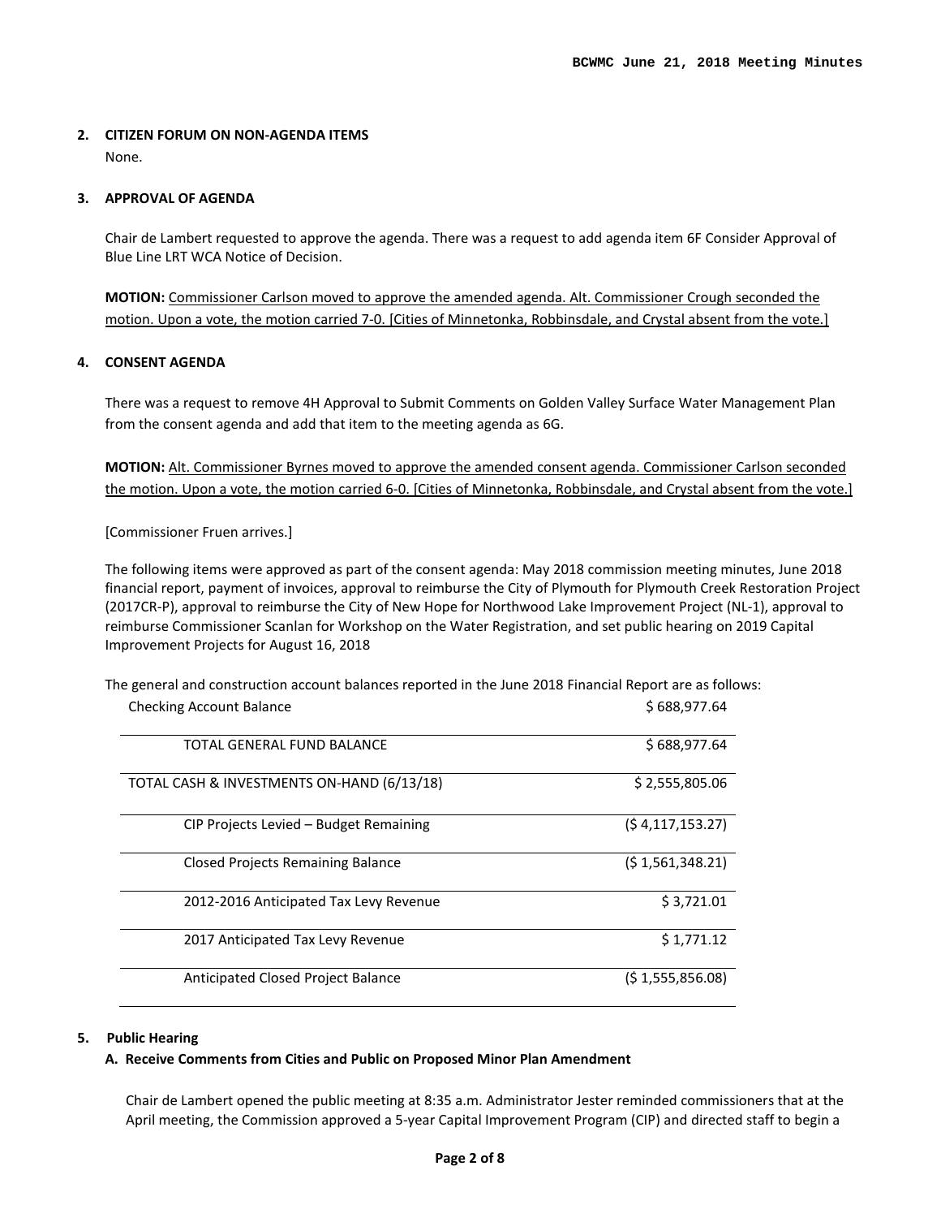## 2. CITIZEN FORUM ON NON-AGENDA ITEMS

None.

## 3. APPROVAL OF AGENDA

Chair de Lambert requested to approve the agenda. There was a request to add agenda item 6F Consider Approval of Blue Line LRT WCA Notice of Decision.

**MOTION:** Commissioner Carlson moved to approve the amended agenda. Alt. Commissioner Crough seconded the motion. Upon a vote, the motion carried 7-0. [Cities of Minnetonka, Robbinsdale, and Crystal absent from the vote.]

## 4. CONSENT AGENDA

There was a request to remove 4H Approval to Submit Comments on Golden Valley Surface Water Management Plan from the consent agenda and add that item to the meeting agenda as 6G.

**MOTION:** Alt. Commissioner Byrnes moved to approve the amended consent agenda. Commissioner Carlson seconded the motion. Upon a vote, the motion carried 6-0. [Cities of Minnetonka, Robbinsdale, and Crystal absent from the vote.]

[Commissioner Fruen arrives.]

The following items were approved as part of the consent agenda: May 2018 commission meeting minutes, June 2018 financial report, payment of invoices, approval to reimburse the City of Plymouth for Plymouth Creek Restoration Project (2017CR-P), approval to reimburse the City of New Hope for Northwood Lake Improvement Project (NL-1), approval to reimburse Commissioner Scanlan for Workshop on the Water Registration, and set public hearing on 2019 Capital Improvement Projects for August 16, 2018

The general and construction account balances reported in the June 2018 Financial Report are as follows:

| | |
|---|---|
| Checking Account Balance | $ 688,977.64 |
| TOTAL GENERAL FUND BALANCE | $ 688,977.64 |
| TOTAL CASH & INVESTMENTS ON-HAND (6/13/18) | $ 2,555,805.06 |
| CIP Projects Levied – Budget Remaining | ($ 4,117,153.27) |
| Closed Projects Remaining Balance | ($ 1,561,348.21) |
| 2012-2016 Anticipated Tax Levy Revenue | $ 3,721.01 |
| 2017 Anticipated Tax Levy Revenue | $ 1,771.12 |
| Anticipated Closed Project Balance | ($ 1,555,856.08) |

## 5. Public Hearing

### A. Receive Comments from Cities and Public on Proposed Minor Plan Amendment

Chair de Lambert opened the public meeting at 8:35 a.m. Administrator Jester reminded commissioners that at the April meeting, the Commission approved a 5-year Capital Improvement Program (CIP) and directed staff to begin a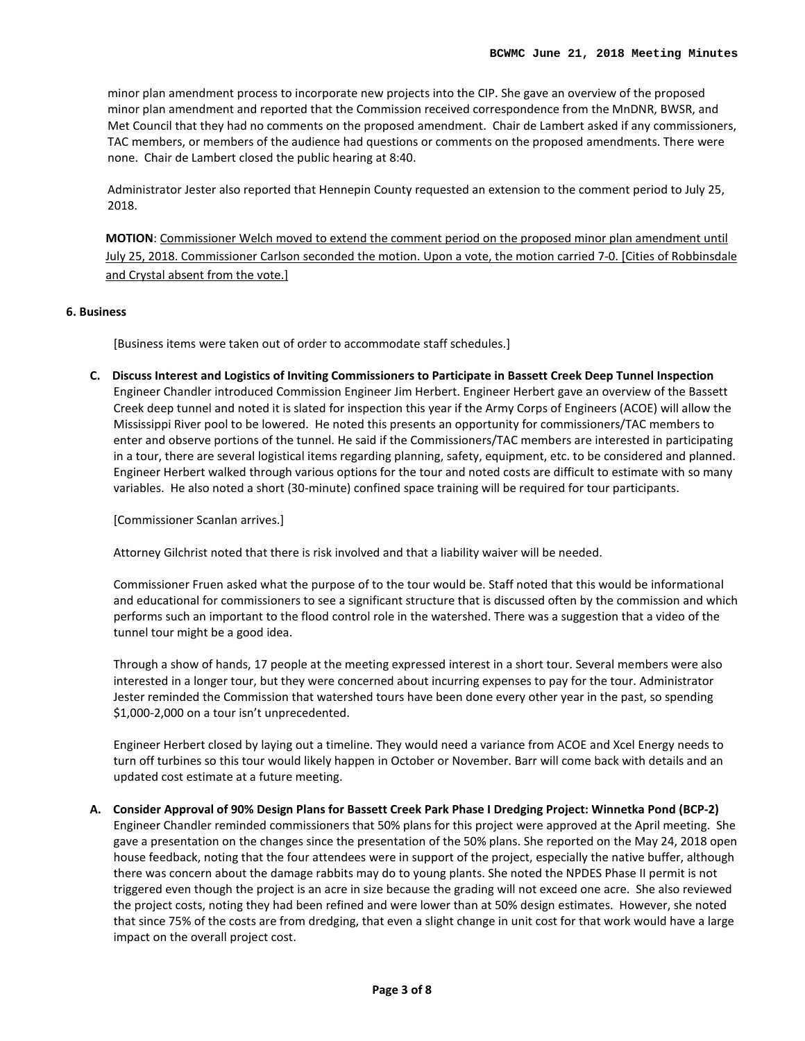minor plan amendment process to incorporate new projects into the CIP. She gave an overview of the proposed minor plan amendment and reported that the Commission received correspondence from the MnDNR, BWSR, and Met Council that they had no comments on the proposed amendment. Chair de Lambert asked if any commissioners, TAC members, or members of the audience had questions or comments on the proposed amendments. There were none. Chair de Lambert closed the public hearing at 8:40.

Administrator Jester also reported that Hennepin County requested an extension to the comment period to July 25, 2018.

**MOTION**: Commissioner Welch moved to extend the comment period on the proposed minor plan amendment until July 25, 2018. Commissioner Carlson seconded the motion. Upon a vote, the motion carried 7-0. [Cities of Robbinsdale and Crystal absent from the vote.]

**6. Business**

[Business items were taken out of order to accommodate staff schedules.]

**C. Discuss Interest and Logistics of Inviting Commissioners to Participate in Bassett Creek Deep Tunnel Inspection**
Engineer Chandler introduced Commission Engineer Jim Herbert. Engineer Herbert gave an overview of the Bassett Creek deep tunnel and noted it is slated for inspection this year if the Army Corps of Engineers (ACOE) will allow the Mississippi River pool to be lowered. He noted this presents an opportunity for commissioners/TAC members to enter and observe portions of the tunnel. He said if the Commissioners/TAC members are interested in participating in a tour, there are several logistical items regarding planning, safety, equipment, etc. to be considered and planned. Engineer Herbert walked through various options for the tour and noted costs are difficult to estimate with so many variables. He also noted a short (30-minute) confined space training will be required for tour participants.

[Commissioner Scanlan arrives.]

Attorney Gilchrist noted that there is risk involved and that a liability waiver will be needed.

Commissioner Fruen asked what the purpose of to the tour would be. Staff noted that this would be informational and educational for commissioners to see a significant structure that is discussed often by the commission and which performs such an important to the flood control role in the watershed. There was a suggestion that a video of the tunnel tour might be a good idea.

Through a show of hands, 17 people at the meeting expressed interest in a short tour. Several members were also interested in a longer tour, but they were concerned about incurring expenses to pay for the tour. Administrator Jester reminded the Commission that watershed tours have been done every other year in the past, so spending $1,000-2,000 on a tour isn't unprecedented.

Engineer Herbert closed by laying out a timeline. They would need a variance from ACOE and Xcel Energy needs to turn off turbines so this tour would likely happen in October or November. Barr will come back with details and an updated cost estimate at a future meeting.

**A. Consider Approval of 90% Design Plans for Bassett Creek Park Phase I Dredging Project: Winnetka Pond (BCP-2)**
Engineer Chandler reminded commissioners that 50% plans for this project were approved at the April meeting. She gave a presentation on the changes since the presentation of the 50% plans. She reported on the May 24, 2018 open house feedback, noting that the four attendees were in support of the project, especially the native buffer, although there was concern about the damage rabbits may do to young plants. She noted the NPDES Phase II permit is not triggered even though the project is an acre in size because the grading will not exceed one acre. She also reviewed the project costs, noting they had been refined and were lower than at 50% design estimates. However, she noted that since 75% of the costs are from dredging, that even a slight change in unit cost for that work would have a large impact on the overall project cost.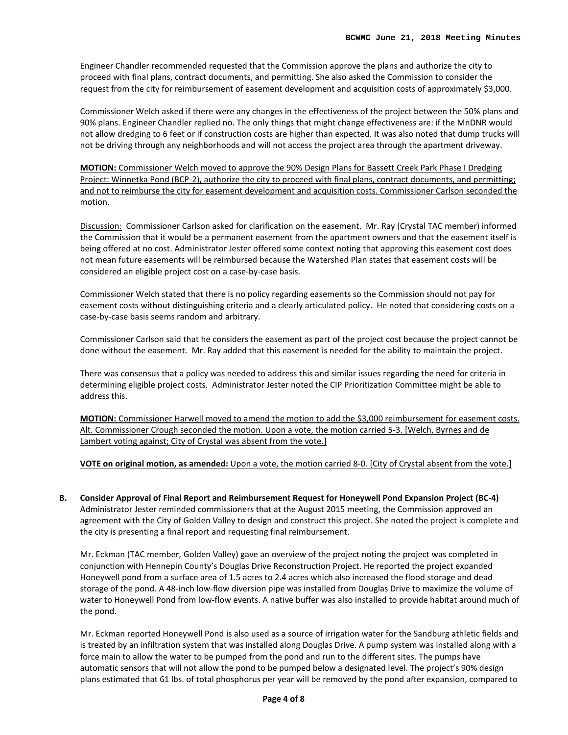Engineer Chandler recommended requested that the Commission approve the plans and authorize the city to proceed with final plans, contract documents, and permitting. She also asked the Commission to consider the request from the city for reimbursement of easement development and acquisition costs of approximately $3,000.

Commissioner Welch asked if there were any changes in the effectiveness of the project between the 50% plans and 90% plans. Engineer Chandler replied no. The only things that might change effectiveness are: if the MnDNR would not allow dredging to 6 feet or if construction costs are higher than expected. It was also noted that dump trucks will not be driving through any neighborhoods and will not access the project area through the apartment driveway.

**MOTION:** Commissioner Welch moved to approve the 90% Design Plans for Bassett Creek Park Phase I Dredging Project: Winnetka Pond (BCP-2), authorize the city to proceed with final plans, contract documents, and permitting; and not to reimburse the city for easement development and acquisition costs. Commissioner Carlson seconded the motion.

Discussion: Commissioner Carlson asked for clarification on the easement. Mr. Ray (Crystal TAC member) informed the Commission that it would be a permanent easement from the apartment owners and that the easement itself is being offered at no cost. Administrator Jester offered some context noting that approving this easement cost does not mean future easements will be reimbursed because the Watershed Plan states that easement costs will be considered an eligible project cost on a case-by-case basis.

Commissioner Welch stated that there is no policy regarding easements so the Commission should not pay for easement costs without distinguishing criteria and a clearly articulated policy. He noted that considering costs on a case-by-case basis seems random and arbitrary.

Commissioner Carlson said that he considers the easement as part of the project cost because the project cannot be done without the easement. Mr. Ray added that this easement is needed for the ability to maintain the project.

There was consensus that a policy was needed to address this and similar issues regarding the need for criteria in determining eligible project costs. Administrator Jester noted the CIP Prioritization Committee might be able to address this.

**MOTION:** Commissioner Harwell moved to amend the motion to add the $3,000 reimbursement for easement costs. Alt. Commissioner Crough seconded the motion. Upon a vote, the motion carried 5-3. [Welch, Byrnes and de Lambert voting against; City of Crystal was absent from the vote.]

**VOTE on original motion, as amended:** Upon a vote, the motion carried 8-0. [City of Crystal absent from the vote.]

**B. Consider Approval of Final Report and Reimbursement Request for Honeywell Pond Expansion Project (BC-4)**

Administrator Jester reminded commissioners that at the August 2015 meeting, the Commission approved an agreement with the City of Golden Valley to design and construct this project. She noted the project is complete and the city is presenting a final report and requesting final reimbursement.

Mr. Eckman (TAC member, Golden Valley) gave an overview of the project noting the project was completed in conjunction with Hennepin County's Douglas Drive Reconstruction Project. He reported the project expanded Honeywell pond from a surface area of 1.5 acres to 2.4 acres which also increased the flood storage and dead storage of the pond. A 48-inch low-flow diversion pipe was installed from Douglas Drive to maximize the volume of water to Honeywell Pond from low-flow events. A native buffer was also installed to provide habitat around much of the pond.

Mr. Eckman reported Honeywell Pond is also used as a source of irrigation water for the Sandburg athletic fields and is treated by an infiltration system that was installed along Douglas Drive. A pump system was installed along with a force main to allow the water to be pumped from the pond and run to the different sites. The pumps have automatic sensors that will not allow the pond to be pumped below a designated level. The project's 90% design plans estimated that 61 lbs. of total phosphorus per year will be removed by the pond after expansion, compared to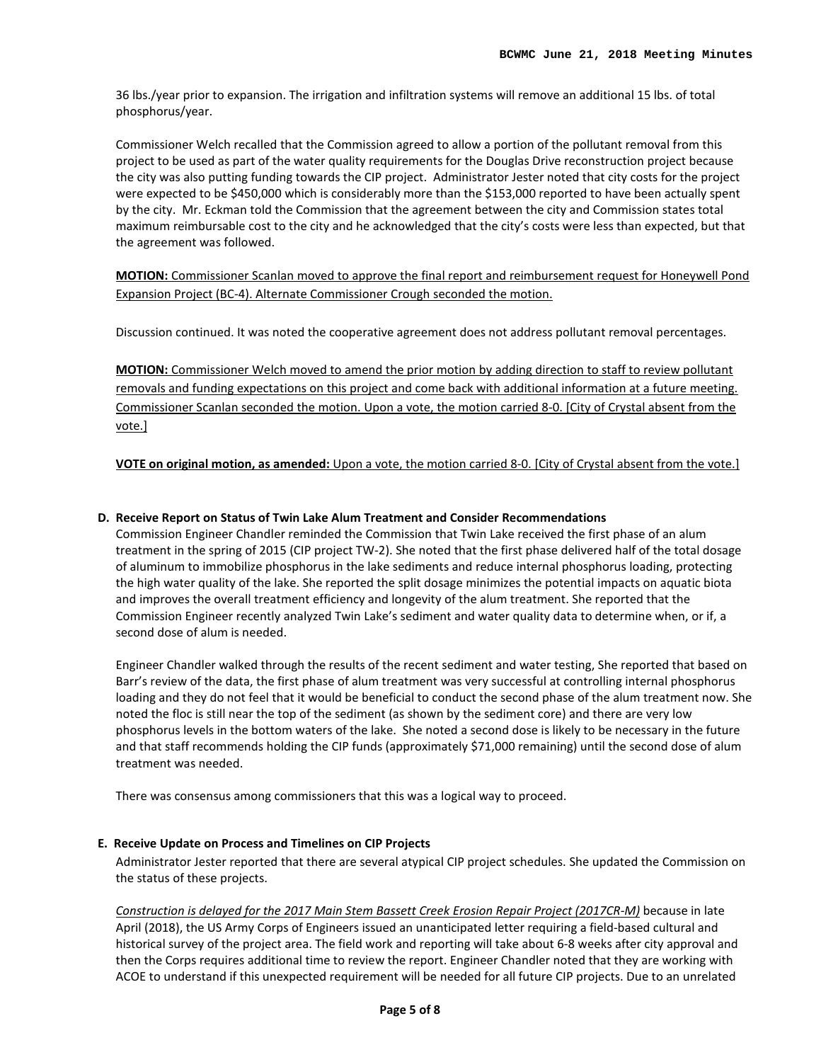36 lbs./year prior to expansion. The irrigation and infiltration systems will remove an additional 15 lbs. of total phosphorus/year.

Commissioner Welch recalled that the Commission agreed to allow a portion of the pollutant removal from this project to be used as part of the water quality requirements for the Douglas Drive reconstruction project because the city was also putting funding towards the CIP project. Administrator Jester noted that city costs for the project were expected to be $450,000 which is considerably more than the $153,000 reported to have been actually spent by the city. Mr. Eckman told the Commission that the agreement between the city and Commission states total maximum reimbursable cost to the city and he acknowledged that the city's costs were less than expected, but that the agreement was followed.

**MOTION:** Commissioner Scanlan moved to approve the final report and reimbursement request for Honeywell Pond Expansion Project (BC-4). Alternate Commissioner Crough seconded the motion.

Discussion continued. It was noted the cooperative agreement does not address pollutant removal percentages.

**MOTION:** Commissioner Welch moved to amend the prior motion by adding direction to staff to review pollutant removals and funding expectations on this project and come back with additional information at a future meeting. Commissioner Scanlan seconded the motion. Upon a vote, the motion carried 8-0. [City of Crystal absent from the vote.]

**VOTE on original motion, as amended:** Upon a vote, the motion carried 8-0. [City of Crystal absent from the vote.]

**D. Receive Report on Status of Twin Lake Alum Treatment and Consider Recommendations**

Commission Engineer Chandler reminded the Commission that Twin Lake received the first phase of an alum treatment in the spring of 2015 (CIP project TW-2). She noted that the first phase delivered half of the total dosage of aluminum to immobilize phosphorus in the lake sediments and reduce internal phosphorus loading, protecting the high water quality of the lake. She reported the split dosage minimizes the potential impacts on aquatic biota and improves the overall treatment efficiency and longevity of the alum treatment. She reported that the Commission Engineer recently analyzed Twin Lake's sediment and water quality data to determine when, or if, a second dose of alum is needed.

Engineer Chandler walked through the results of the recent sediment and water testing, She reported that based on Barr's review of the data, the first phase of alum treatment was very successful at controlling internal phosphorus loading and they do not feel that it would be beneficial to conduct the second phase of the alum treatment now. She noted the floc is still near the top of the sediment (as shown by the sediment core) and there are very low phosphorus levels in the bottom waters of the lake. She noted a second dose is likely to be necessary in the future and that staff recommends holding the CIP funds (approximately $71,000 remaining) until the second dose of alum treatment was needed.

There was consensus among commissioners that this was a logical way to proceed.

**E. Receive Update on Process and Timelines on CIP Projects**

Administrator Jester reported that there are several atypical CIP project schedules. She updated the Commission on the status of these projects.

*Construction is delayed for the 2017 Main Stem Bassett Creek Erosion Repair Project (2017CR-M)* because in late April (2018), the US Army Corps of Engineers issued an unanticipated letter requiring a field-based cultural and historical survey of the project area. The field work and reporting will take about 6-8 weeks after city approval and then the Corps requires additional time to review the report. Engineer Chandler noted that they are working with ACOE to understand if this unexpected requirement will be needed for all future CIP projects. Due to an unrelated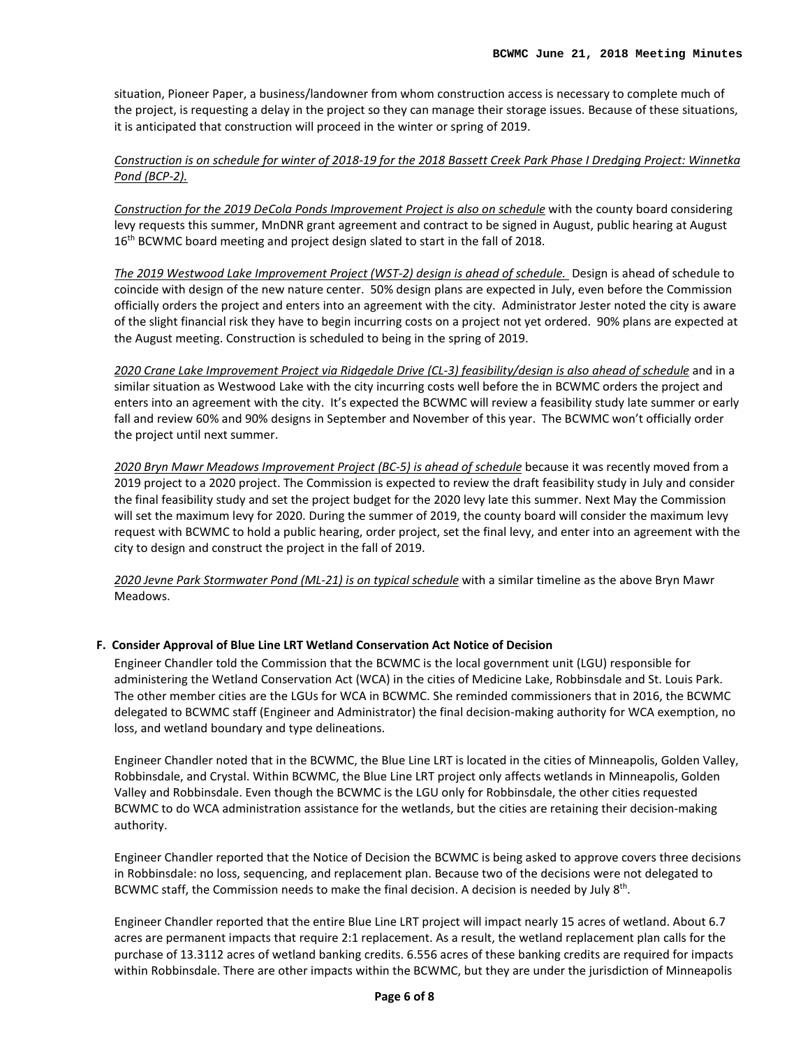situation, Pioneer Paper, a business/landowner from whom construction access is necessary to complete much of the project, is requesting a delay in the project so they can manage their storage issues. Because of these situations, it is anticipated that construction will proceed in the winter or spring of 2019.

*Construction is on schedule for winter of 2018-19 for the 2018 Bassett Creek Park Phase I Dredging Project: Winnetka Pond (BCP-2).*

*Construction for the 2019 DeCola Ponds Improvement Project is also on schedule* with the county board considering levy requests this summer, MnDNR grant agreement and contract to be signed in August, public hearing at August 16th BCWMC board meeting and project design slated to start in the fall of 2018.

*The 2019 Westwood Lake Improvement Project (WST-2) design is ahead of schedule.* Design is ahead of schedule to coincide with design of the new nature center. 50% design plans are expected in July, even before the Commission officially orders the project and enters into an agreement with the city. Administrator Jester noted the city is aware of the slight financial risk they have to begin incurring costs on a project not yet ordered. 90% plans are expected at the August meeting. Construction is scheduled to being in the spring of 2019.

*2020 Crane Lake Improvement Project via Ridgedale Drive (CL-3) feasibility/design is also ahead of schedule* and in a similar situation as Westwood Lake with the city incurring costs well before the in BCWMC orders the project and enters into an agreement with the city. It's expected the BCWMC will review a feasibility study late summer or early fall and review 60% and 90% designs in September and November of this year. The BCWMC won't officially order the project until next summer.

*2020 Bryn Mawr Meadows Improvement Project (BC-5) is ahead of schedule* because it was recently moved from a 2019 project to a 2020 project. The Commission is expected to review the draft feasibility study in July and consider the final feasibility study and set the project budget for the 2020 levy late this summer. Next May the Commission will set the maximum levy for 2020. During the summer of 2019, the county board will consider the maximum levy request with BCWMC to hold a public hearing, order project, set the final levy, and enter into an agreement with the city to design and construct the project in the fall of 2019.

*2020 Jevne Park Stormwater Pond (ML-21) is on typical schedule* with a similar timeline as the above Bryn Mawr Meadows.

**F. Consider Approval of Blue Line LRT Wetland Conservation Act Notice of Decision**

Engineer Chandler told the Commission that the BCWMC is the local government unit (LGU) responsible for administering the Wetland Conservation Act (WCA) in the cities of Medicine Lake, Robbinsdale and St. Louis Park. The other member cities are the LGUs for WCA in BCWMC. She reminded commissioners that in 2016, the BCWMC delegated to BCWMC staff (Engineer and Administrator) the final decision-making authority for WCA exemption, no loss, and wetland boundary and type delineations.

Engineer Chandler noted that in the BCWMC, the Blue Line LRT is located in the cities of Minneapolis, Golden Valley, Robbinsdale, and Crystal. Within BCWMC, the Blue Line LRT project only affects wetlands in Minneapolis, Golden Valley and Robbinsdale. Even though the BCWMC is the LGU only for Robbinsdale, the other cities requested BCWMC to do WCA administration assistance for the wetlands, but the cities are retaining their decision-making authority.

Engineer Chandler reported that the Notice of Decision the BCWMC is being asked to approve covers three decisions in Robbinsdale: no loss, sequencing, and replacement plan. Because two of the decisions were not delegated to BCWMC staff, the Commission needs to make the final decision. A decision is needed by July 8th.

Engineer Chandler reported that the entire Blue Line LRT project will impact nearly 15 acres of wetland. About 6.7 acres are permanent impacts that require 2:1 replacement. As a result, the wetland replacement plan calls for the purchase of 13.3112 acres of wetland banking credits. 6.556 acres of these banking credits are required for impacts within Robbinsdale. There are other impacts within the BCWMC, but they are under the jurisdiction of Minneapolis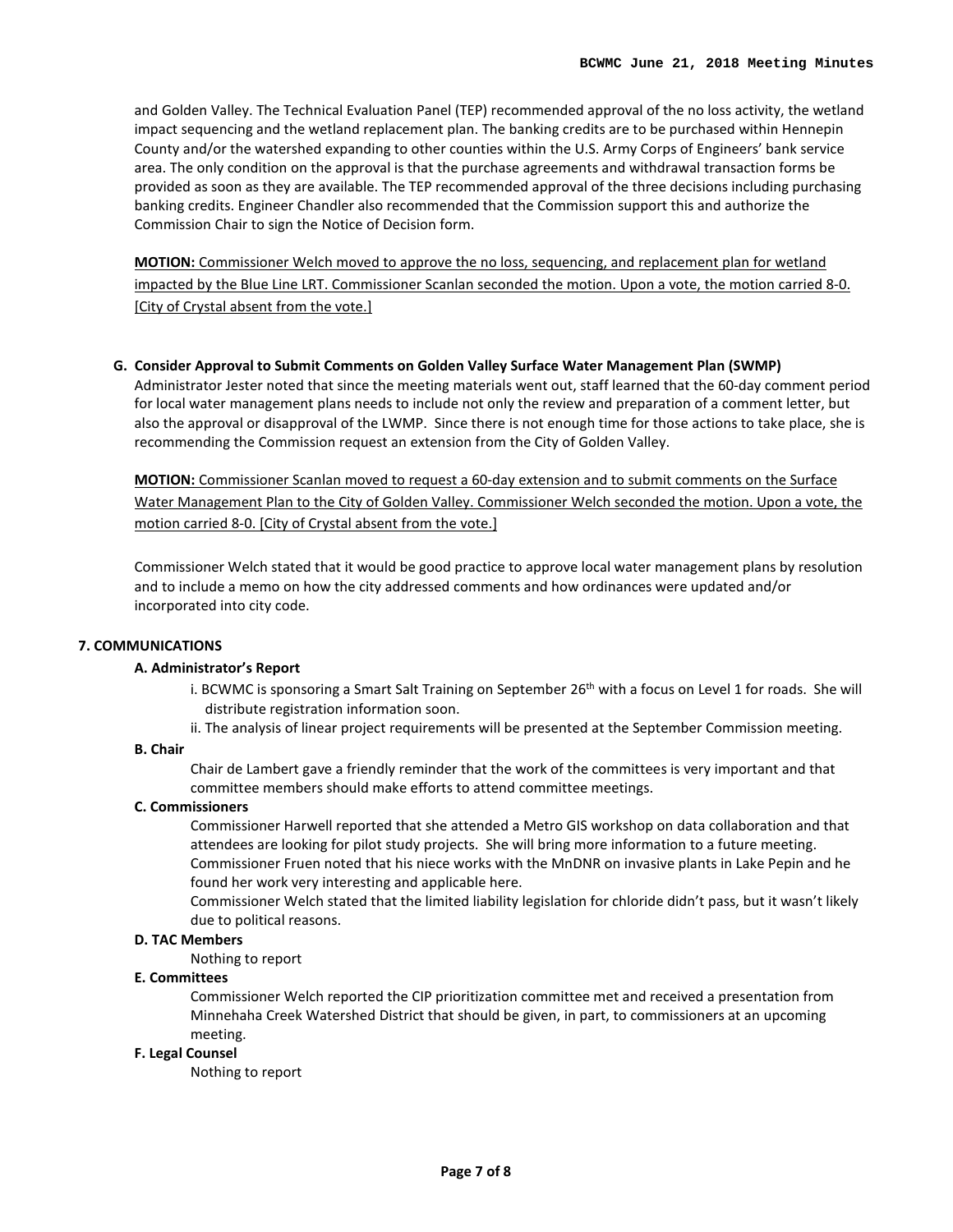and Golden Valley. The Technical Evaluation Panel (TEP) recommended approval of the no loss activity, the wetland impact sequencing and the wetland replacement plan. The banking credits are to be purchased within Hennepin County and/or the watershed expanding to other counties within the U.S. Army Corps of Engineers' bank service area. The only condition on the approval is that the purchase agreements and withdrawal transaction forms be provided as soon as they are available. The TEP recommended approval of the three decisions including purchasing banking credits. Engineer Chandler also recommended that the Commission support this and authorize the Commission Chair to sign the Notice of Decision form.

**MOTION:** Commissioner Welch moved to approve the no loss, sequencing, and replacement plan for wetland impacted by the Blue Line LRT. Commissioner Scanlan seconded the motion. Upon a vote, the motion carried 8-0. [City of Crystal absent from the vote.]

**G. Consider Approval to Submit Comments on Golden Valley Surface Water Management Plan (SWMP)**

Administrator Jester noted that since the meeting materials went out, staff learned that the 60-day comment period for local water management plans needs to include not only the review and preparation of a comment letter, but also the approval or disapproval of the LWMP. Since there is not enough time for those actions to take place, she is recommending the Commission request an extension from the City of Golden Valley.

**MOTION:** Commissioner Scanlan moved to request a 60-day extension and to submit comments on the Surface Water Management Plan to the City of Golden Valley. Commissioner Welch seconded the motion. Upon a vote, the motion carried 8-0. [City of Crystal absent from the vote.]

Commissioner Welch stated that it would be good practice to approve local water management plans by resolution and to include a memo on how the city addressed comments and how ordinances were updated and/or incorporated into city code.

## 7. COMMUNICATIONS

**A. Administrator's Report**

i. BCWMC is sponsoring a Smart Salt Training on September 26th with a focus on Level 1 for roads. She will distribute registration information soon.

ii. The analysis of linear project requirements will be presented at the September Commission meeting.

**B. Chair**

Chair de Lambert gave a friendly reminder that the work of the committees is very important and that committee members should make efforts to attend committee meetings.

**C. Commissioners**

Commissioner Harwell reported that she attended a Metro GIS workshop on data collaboration and that attendees are looking for pilot study projects. She will bring more information to a future meeting.

Commissioner Fruen noted that his niece works with the MnDNR on invasive plants in Lake Pepin and he found her work very interesting and applicable here.

Commissioner Welch stated that the limited liability legislation for chloride didn't pass, but it wasn't likely due to political reasons.

**D. TAC Members**

Nothing to report

**E. Committees**

Commissioner Welch reported the CIP prioritization committee met and received a presentation from Minnehaha Creek Watershed District that should be given, in part, to commissioners at an upcoming meeting.

**F. Legal Counsel**

Nothing to report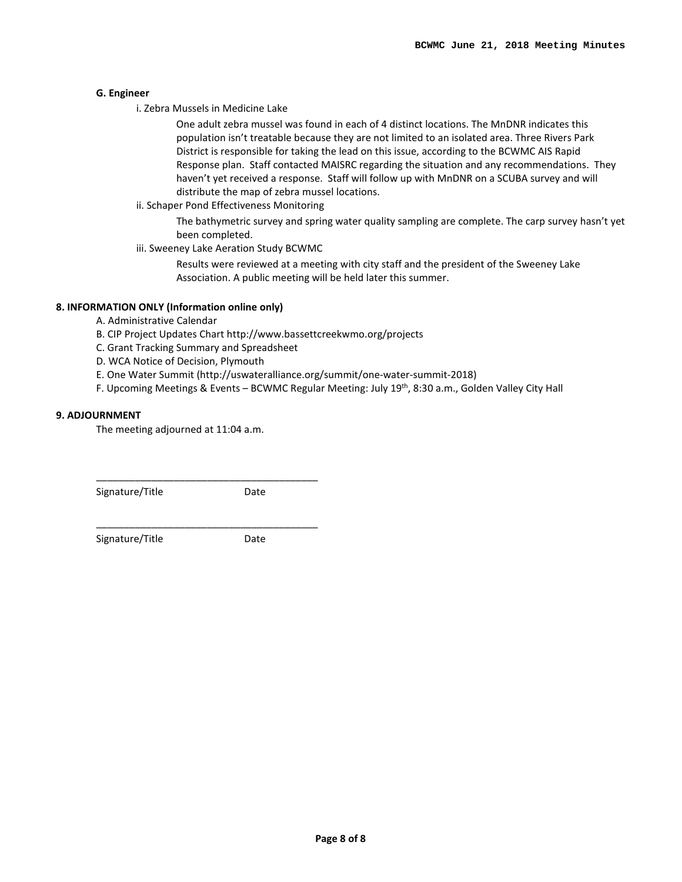**G. Engineer**

i. Zebra Mussels in Medicine Lake

One adult zebra mussel was found in each of 4 distinct locations. The MnDNR indicates this population isn't treatable because they are not limited to an isolated area. Three Rivers Park District is responsible for taking the lead on this issue, according to the BCWMC AIS Rapid Response plan. Staff contacted MAISRC regarding the situation and any recommendations. They haven't yet received a response. Staff will follow up with MnDNR on a SCUBA survey and will distribute the map of zebra mussel locations.

ii. Schaper Pond Effectiveness Monitoring

The bathymetric survey and spring water quality sampling are complete. The carp survey hasn't yet been completed.

iii. Sweeney Lake Aeration Study BCWMC

Results were reviewed at a meeting with city staff and the president of the Sweeney Lake Association. A public meeting will be held later this summer.

**8. INFORMATION ONLY (Information online only)**

A. Administrative Calendar
B. CIP Project Updates Chart http://www.bassettcreekwmo.org/projects
C. Grant Tracking Summary and Spreadsheet
D. WCA Notice of Decision, Plymouth
E. One Water Summit (http://uswateralliance.org/summit/one-water-summit-2018)
F. Upcoming Meetings & Events – BCWMC Regular Meeting: July 19th, 8:30 a.m., Golden Valley City Hall

**9. ADJOURNMENT**

The meeting adjourned at 11:04 a.m.

_________________________________________
Signature/Title Date

_________________________________________
Signature/Title Date